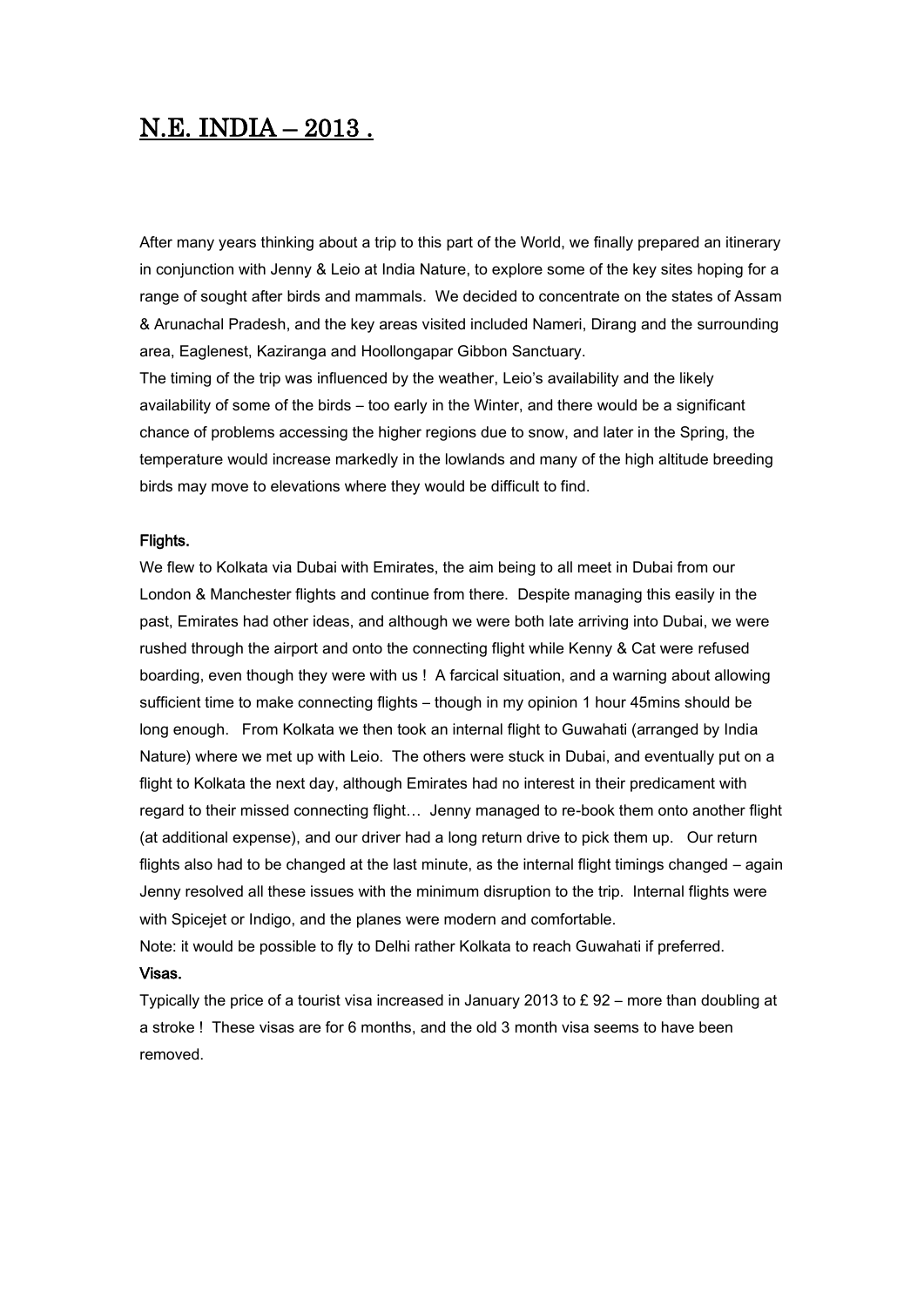# N.E. INDIA – 2013 .

After many years thinking about a trip to this part of the World, we finally prepared an itinerary in conjunction with Jenny & Leio at India Nature, to explore some of the key sites hoping for a range of sought after birds and mammals. We decided to concentrate on the states of Assam & Arunachal Pradesh, and the key areas visited included Nameri, Dirang and the surrounding area, Eaglenest, Kaziranga and Hoollongapar Gibbon Sanctuary.
The timing of the trip was influenced by the weather, Leio's availability and the likely availability of some of the birds – too early in the Winter, and there would be a significant chance of problems accessing the higher regions due to snow, and later in the Spring, the temperature would increase markedly in the lowlands and many of the high altitude breeding birds may move to elevations where they would be difficult to find.

**Flights.**
We flew to Kolkata via Dubai with Emirates, the aim being to all meet in Dubai from our London & Manchester flights and continue from there. Despite managing this easily in the past, Emirates had other ideas, and although we were both late arriving into Dubai, we were rushed through the airport and onto the connecting flight while Kenny & Cat were refused boarding, even though they were with us ! A farcical situation, and a warning about allowing sufficient time to make connecting flights – though in my opinion 1 hour 45mins should be long enough. From Kolkata we then took an internal flight to Guwahati (arranged by India Nature) where we met up with Leio. The others were stuck in Dubai, and eventually put on a flight to Kolkata the next day, although Emirates had no interest in their predicament with regard to their missed connecting flight… Jenny managed to re-book them onto another flight (at additional expense), and our driver had a long return drive to pick them up. Our return flights also had to be changed at the last minute, as the internal flight timings changed – again Jenny resolved all these issues with the minimum disruption to the trip. Internal flights were with Spicejet or Indigo, and the planes were modern and comfortable.
Note: it would be possible to fly to Delhi rather Kolkata to reach Guwahati if preferred.

**Visas.**
Typically the price of a tourist visa increased in January 2013 to £ 92 – more than doubling at a stroke ! These visas are for 6 months, and the old 3 month visa seems to have been removed.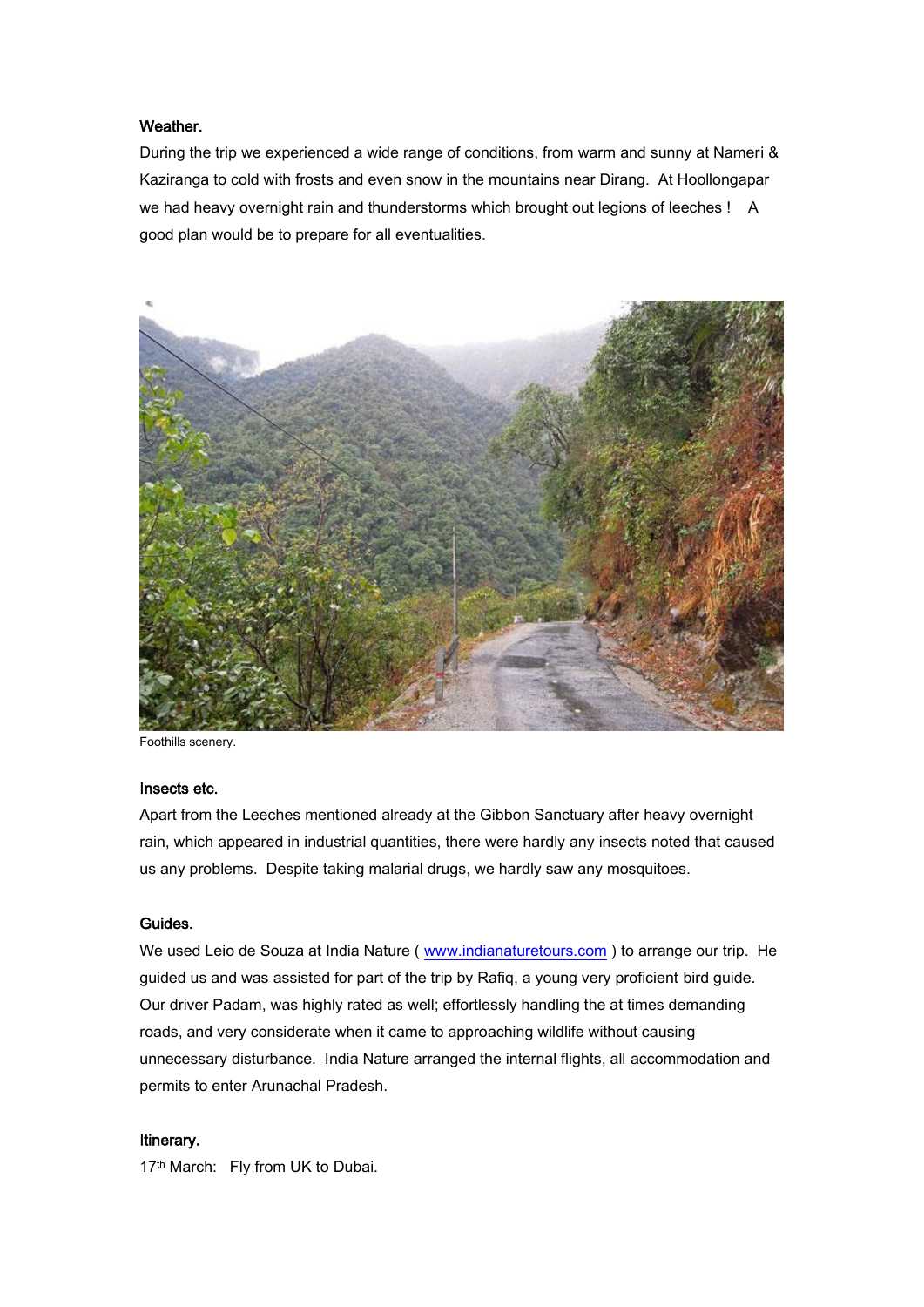### Weather.

During the trip we experienced a wide range of conditions, from warm and sunny at Nameri & Kaziranga to cold with frosts and even snow in the mountains near Dirang. At Hoollongapar we had heavy overnight rain and thunderstorms which brought out legions of leeches ! A good plan would be to prepare for all eventualities.

Foothills scenery.

### Insects etc.

Apart from the Leeches mentioned already at the Gibbon Sanctuary after heavy overnight rain, which appeared in industrial quantities, there were hardly any insects noted that caused us any problems. Despite taking malarial drugs, we hardly saw any mosquitoes.

### Guides.

We used Leio de Souza at India Nature ( www.indianaturetours.com ) to arrange our trip. He guided us and was assisted for part of the trip by Rafiq, a young very proficient bird guide. Our driver Padam, was highly rated as well; effortlessly handling the at times demanding roads, and very considerate when it came to approaching wildlife without causing unnecessary disturbance. India Nature arranged the internal flights, all accommodation and permits to enter Arunachal Pradesh.

### Itinerary.

17th March: Fly from UK to Dubai.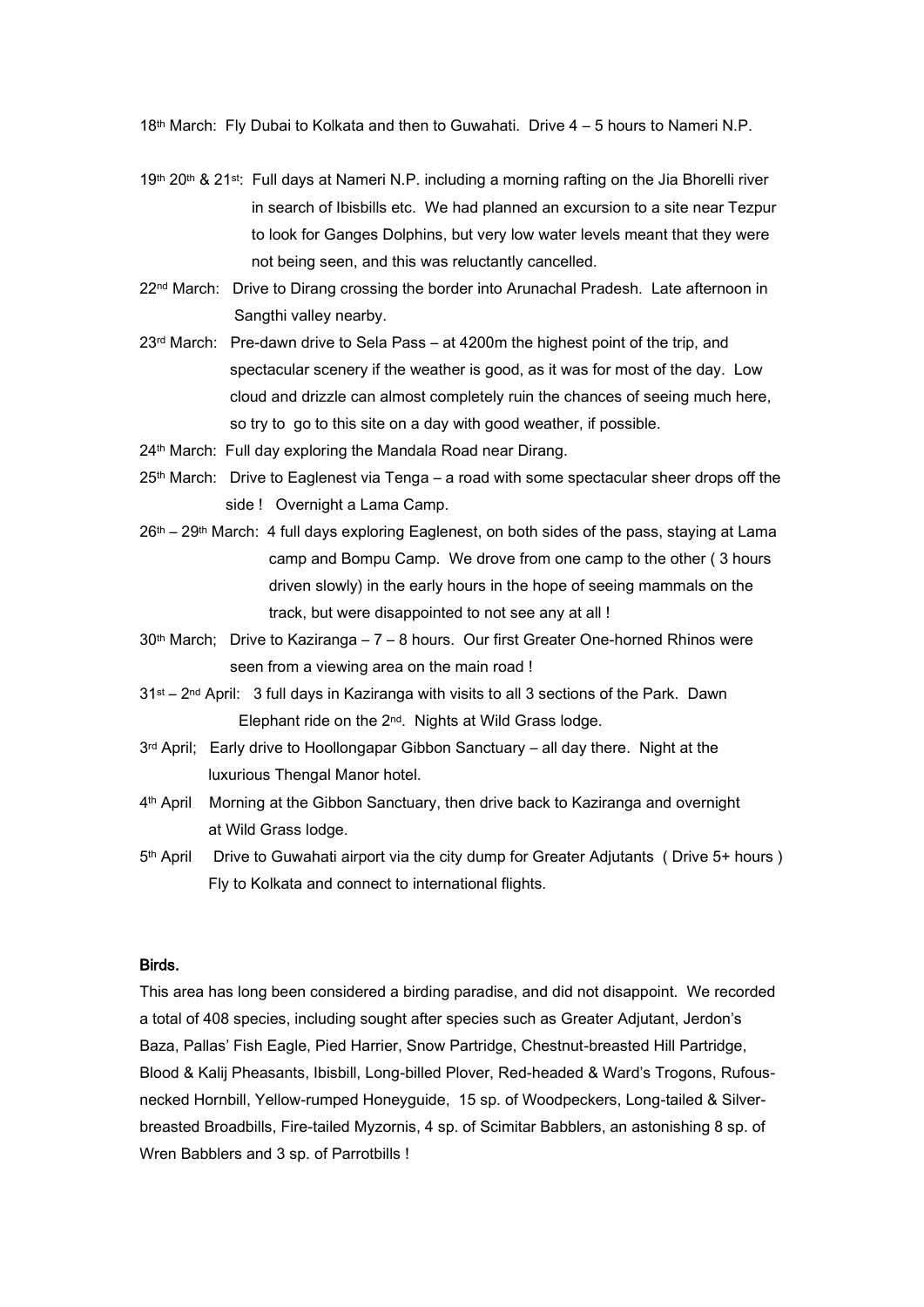18th March: Fly Dubai to Kolkata and then to Guwahati. Drive 4 – 5 hours to Nameri N.P.

19th 20th & 21st: Full days at Nameri N.P. including a morning rafting on the Jia Bhorelli river in search of Ibisbills etc. We had planned an excursion to a site near Tezpur to look for Ganges Dolphins, but very low water levels meant that they were not being seen, and this was reluctantly cancelled.

22nd March: Drive to Dirang crossing the border into Arunachal Pradesh. Late afternoon in Sangthi valley nearby.

23rd March: Pre-dawn drive to Sela Pass – at 4200m the highest point of the trip, and spectacular scenery if the weather is good, as it was for most of the day. Low cloud and drizzle can almost completely ruin the chances of seeing much here, so try to go to this site on a day with good weather, if possible.

24th March: Full day exploring the Mandala Road near Dirang.

25th March: Drive to Eaglenest via Tenga – a road with some spectacular sheer drops off the side ! Overnight a Lama Camp.

26th – 29th March: 4 full days exploring Eaglenest, on both sides of the pass, staying at Lama camp and Bompu Camp. We drove from one camp to the other ( 3 hours driven slowly) in the early hours in the hope of seeing mammals on the track, but were disappointed to not see any at all !

30th March; Drive to Kaziranga – 7 – 8 hours. Our first Greater One-horned Rhinos were seen from a viewing area on the main road !

31st – 2nd April: 3 full days in Kaziranga with visits to all 3 sections of the Park. Dawn Elephant ride on the 2nd. Nights at Wild Grass lodge.

3rd April; Early drive to Hoollongapar Gibbon Sanctuary – all day there. Night at the luxurious Thengal Manor hotel.

4th April Morning at the Gibbon Sanctuary, then drive back to Kaziranga and overnight at Wild Grass lodge.

5th April Drive to Guwahati airport via the city dump for Greater Adjutants ( Drive 5+ hours ) Fly to Kolkata and connect to international flights.

## Birds.

This area has long been considered a birding paradise, and did not disappoint. We recorded a total of 408 species, including sought after species such as Greater Adjutant, Jerdon's Baza, Pallas' Fish Eagle, Pied Harrier, Snow Partridge, Chestnut-breasted Hill Partridge, Blood & Kalij Pheasants, Ibisbill, Long-billed Plover, Red-headed & Ward's Trogons, Rufous-necked Hornbill, Yellow-rumped Honeyguide, 15 sp. of Woodpeckers, Long-tailed & Silver-breasted Broadbills, Fire-tailed Myzornis, 4 sp. of Scimitar Babblers, an astonishing 8 sp. of Wren Babblers and 3 sp. of Parrotbills !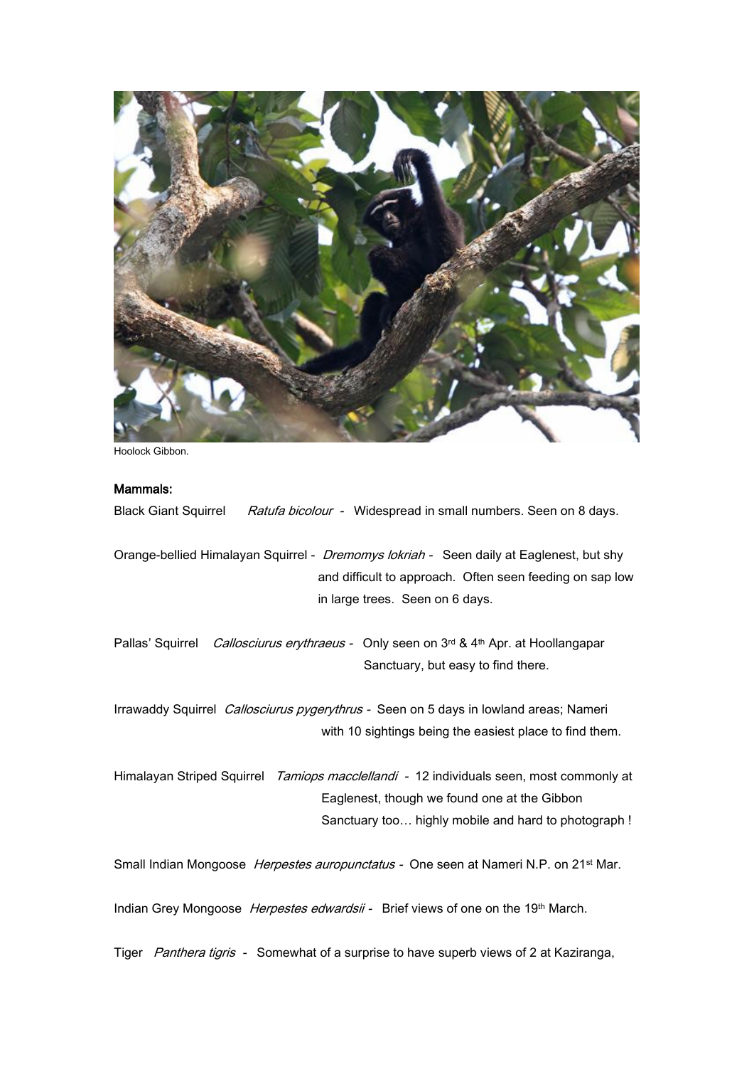Hoolock Gibbon.

**Mammals:**

Black Giant Squirrel *Ratufa bicolour* - Widespread in small numbers. Seen on 8 days.

Orange-bellied Himalayan Squirrel - *Dremomys lokriah* - Seen daily at Eaglenest, but shy and difficult to approach. Often seen feeding on sap low in large trees. Seen on 6 days.

Pallas' Squirrel *Callosciurus erythraeus* - Only seen on 3rd & 4th Apr. at Hoollangapar Sanctuary, but easy to find there.

Irrawaddy Squirrel *Callosciurus pygerythrus* - Seen on 5 days in lowland areas; Nameri with 10 sightings being the easiest place to find them.

Himalayan Striped Squirrel *Tamiops macclellandi* - 12 individuals seen, most commonly at Eaglenest, though we found one at the Gibbon Sanctuary too… highly mobile and hard to photograph !

Small Indian Mongoose *Herpestes auropunctatus* - One seen at Nameri N.P. on 21st Mar.

Indian Grey Mongoose *Herpestes edwardsii* - Brief views of one on the 19th March.

Tiger *Panthera tigris* - Somewhat of a surprise to have superb views of 2 at Kaziranga,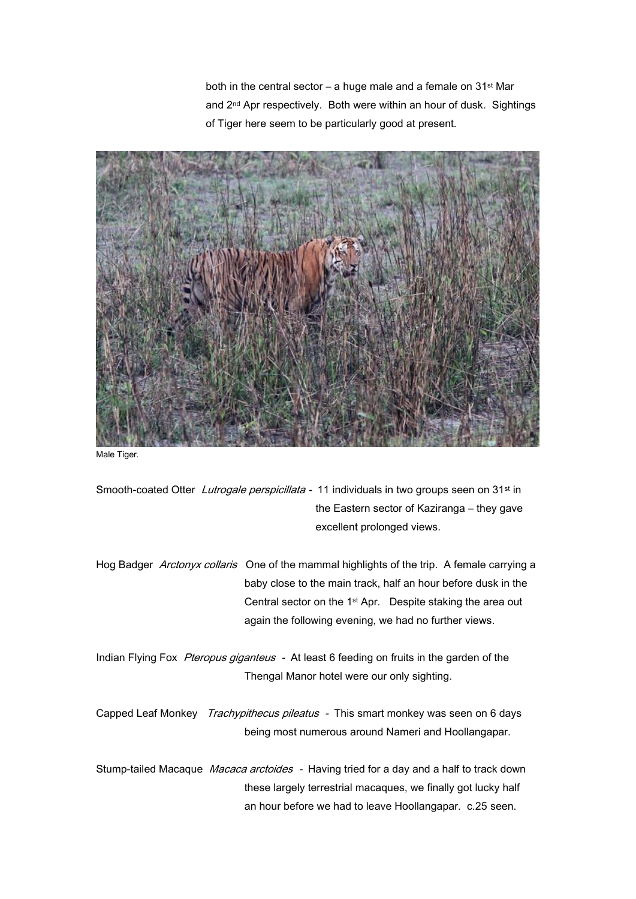both in the central sector – a huge male and a female on 31st Mar and 2nd Apr respectively. Both were within an hour of dusk. Sightings of Tiger here seem to be particularly good at present.

Male Tiger.

Smooth-coated Otter *Lutrogale perspicillata* - 11 individuals in two groups seen on 31st in the Eastern sector of Kaziranga – they gave excellent prolonged views.

Hog Badger *Arctonyx collaris* One of the mammal highlights of the trip. A female carrying a baby close to the main track, half an hour before dusk in the Central sector on the 1st Apr. Despite staking the area out again the following evening, we had no further views.

Indian Flying Fox *Pteropus giganteus* - At least 6 feeding on fruits in the garden of the Thengal Manor hotel were our only sighting.

Capped Leaf Monkey *Trachypithecus pileatus* - This smart monkey was seen on 6 days being most numerous around Nameri and Hoollangapar.

Stump-tailed Macaque *Macaca arctoides* - Having tried for a day and a half to track down these largely terrestrial macaques, we finally got lucky half an hour before we had to leave Hoollangapar. c.25 seen.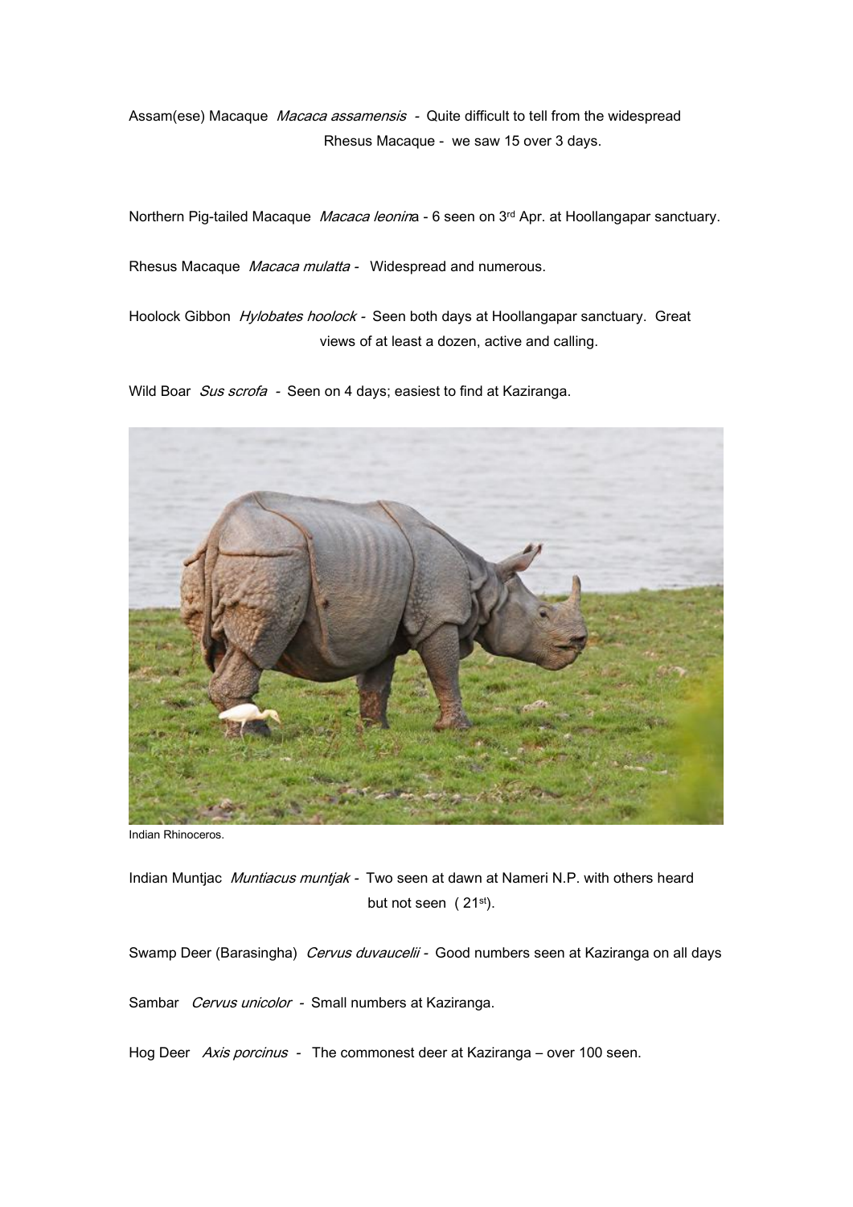Assam(ese) Macaque *Macaca assamensis* - Quite difficult to tell from the widespread Rhesus Macaque - we saw 15 over 3 days.

Northern Pig-tailed Macaque *Macaca leonin*a - 6 seen on 3rd Apr. at Hoollangapar sanctuary.

Rhesus Macaque *Macaca mulatta* - Widespread and numerous.

Hoolock Gibbon *Hylobates hoolock* - Seen both days at Hoollangapar sanctuary. Great views of at least a dozen, active and calling.

Wild Boar *Sus scrofa* - Seen on 4 days; easiest to find at Kaziranga.

Indian Rhinoceros.

Indian Muntjac *Muntiacus muntjak* - Two seen at dawn at Nameri N.P. with others heard but not seen (21st).

Swamp Deer (Barasingha) *Cervus duvaucelii* - Good numbers seen at Kaziranga on all days

Sambar *Cervus unicolor* - Small numbers at Kaziranga.

Hog Deer *Axis porcinus* - The commonest deer at Kaziranga – over 100 seen.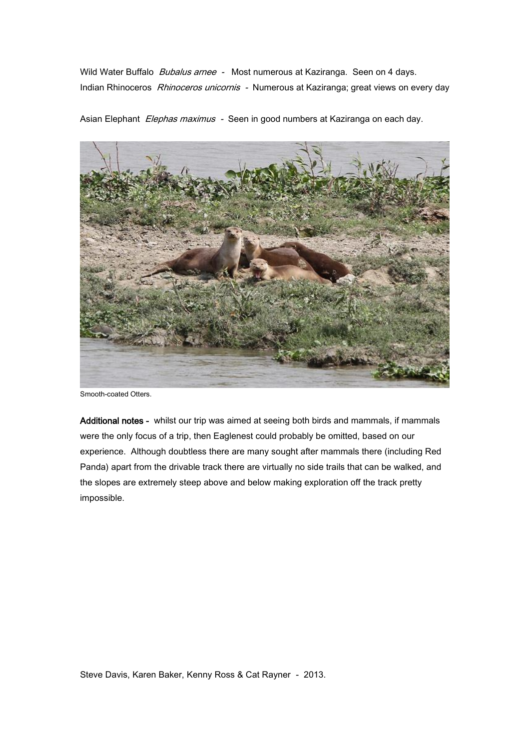Wild Water Buffalo *Bubalus arnee* - Most numerous at Kaziranga. Seen on 4 days.
Indian Rhinoceros *Rhinoceros unicornis* - Numerous at Kaziranga; great views on every day

Asian Elephant *Elephas maximus* - Seen in good numbers at Kaziranga on each day.

Smooth-coated Otters.

**Additional notes -** whilst our trip was aimed at seeing both birds and mammals, if mammals were the only focus of a trip, then Eaglenest could probably be omitted, based on our experience. Although doubtless there are many sought after mammals there (including Red Panda) apart from the drivable track there are virtually no side trails that can be walked, and the slopes are extremely steep above and below making exploration off the track pretty impossible.

Steve Davis, Karen Baker, Kenny Ross & Cat Rayner - 2013.